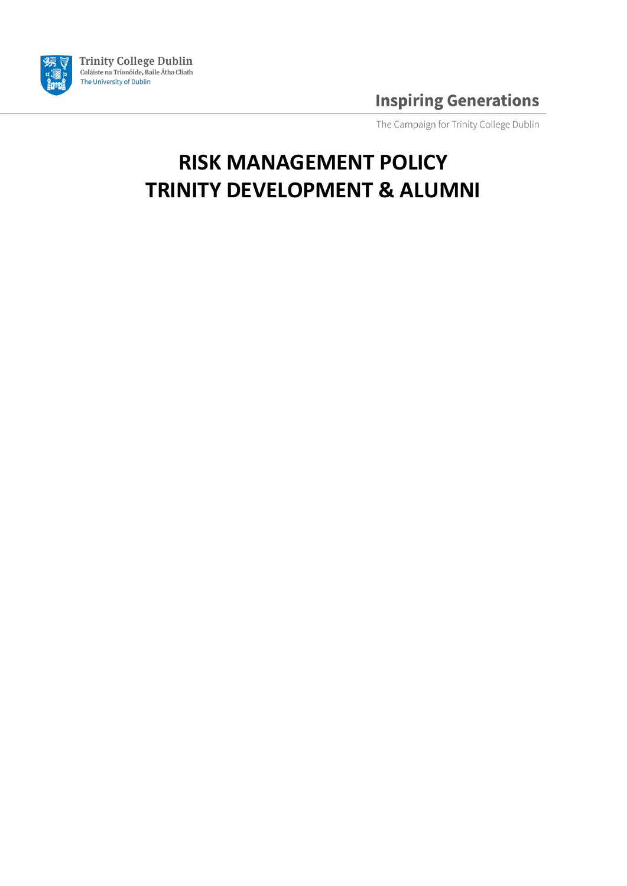Trinity College Dublin
Coláiste na Tríonóide, Baile Átha Cliath
The University of Dublin

**Inspiring Generations**

The Campaign for Trinity College Dublin

# RISK MANAGEMENT POLICY
# TRINITY DEVELOPMENT & ALUMNI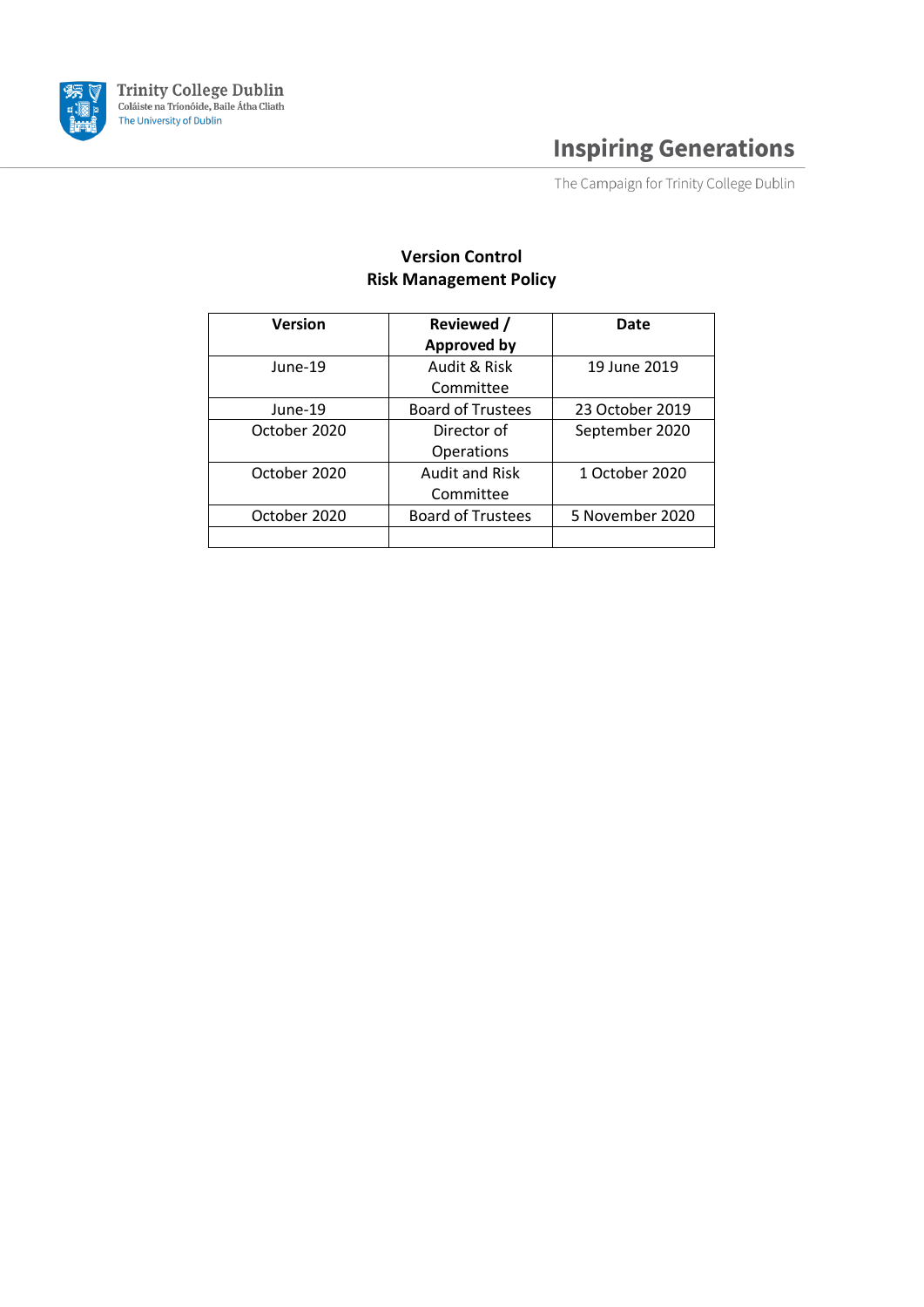**Version Control**
**Risk Management Policy**

| Version | Reviewed / Approved by | Date |
|---|---|---|
| June-19 | Audit & Risk Committee | 19 June 2019 |
| June-19 | Board of Trustees | 23 October 2019 |
| October 2020 | Director of Operations | September 2020 |
| October 2020 | Audit and Risk Committee | 1 October 2020 |
| October 2020 | Board of Trustees | 5 November 2020 |
| | | |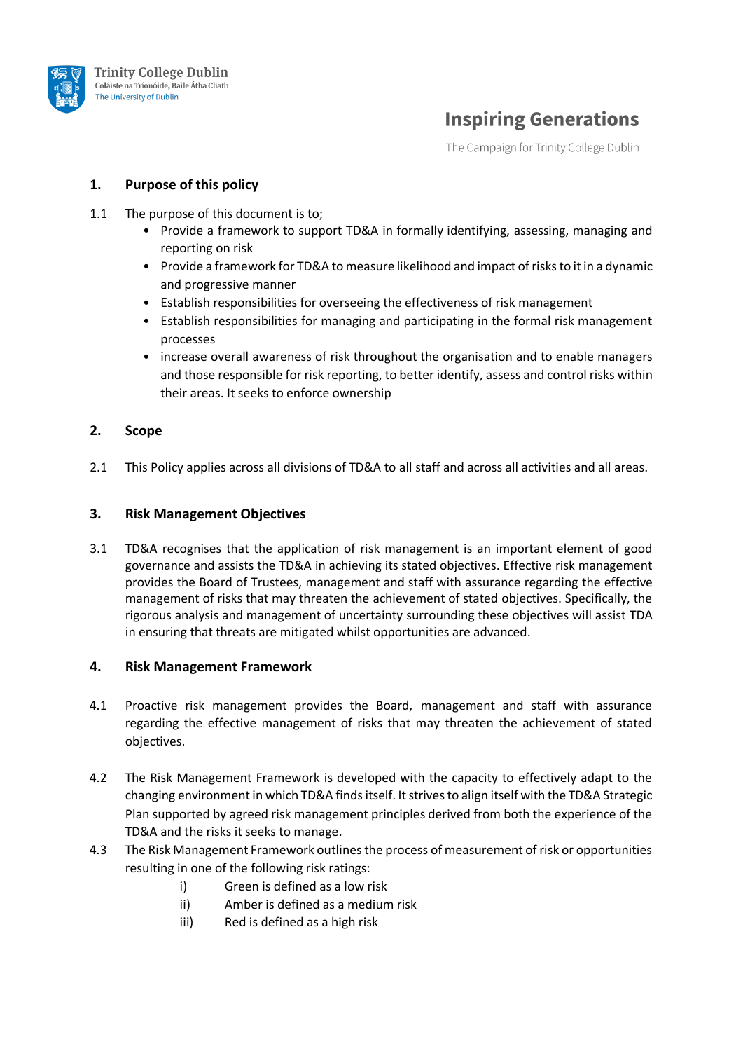## 1. Purpose of this policy

1.1 The purpose of this document is to;

- Provide a framework to support TD&A in formally identifying, assessing, managing and reporting on risk
- Provide a framework for TD&A to measure likelihood and impact of risks to it in a dynamic and progressive manner
- Establish responsibilities for overseeing the effectiveness of risk management
- Establish responsibilities for managing and participating in the formal risk management processes
- increase overall awareness of risk throughout the organisation and to enable managers and those responsible for risk reporting, to better identify, assess and control risks within their areas. It seeks to enforce ownership

## 2. Scope

2.1 This Policy applies across all divisions of TD&A to all staff and across all activities and all areas.

## 3. Risk Management Objectives

3.1 TD&A recognises that the application of risk management is an important element of good governance and assists the TD&A in achieving its stated objectives. Effective risk management provides the Board of Trustees, management and staff with assurance regarding the effective management of risks that may threaten the achievement of stated objectives. Specifically, the rigorous analysis and management of uncertainty surrounding these objectives will assist TDA in ensuring that threats are mitigated whilst opportunities are advanced.

## 4. Risk Management Framework

4.1 Proactive risk management provides the Board, management and staff with assurance regarding the effective management of risks that may threaten the achievement of stated objectives.

4.2 The Risk Management Framework is developed with the capacity to effectively adapt to the changing environment in which TD&A finds itself. It strives to align itself with the TD&A Strategic Plan supported by agreed risk management principles derived from both the experience of the TD&A and the risks it seeks to manage.

4.3 The Risk Management Framework outlines the process of measurement of risk or opportunities resulting in one of the following risk ratings:

i) Green is defined as a low risk
ii) Amber is defined as a medium risk
iii) Red is defined as a high risk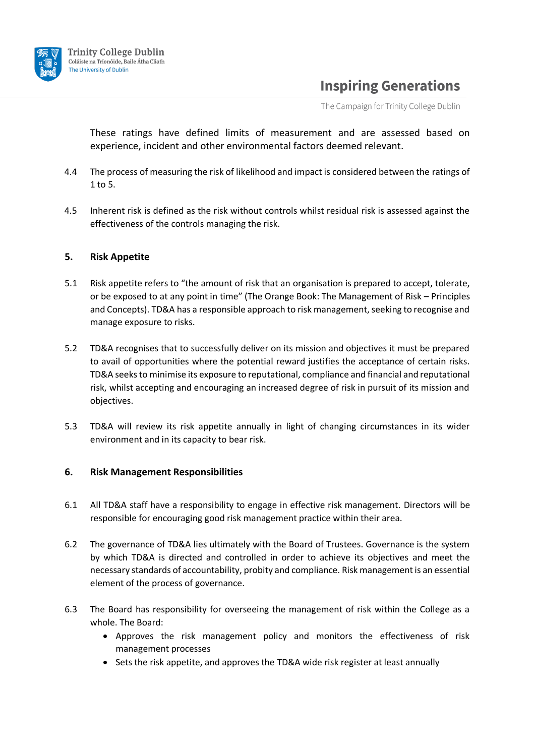These ratings have defined limits of measurement and are assessed based on experience, incident and other environmental factors deemed relevant.

4.4 The process of measuring the risk of likelihood and impact is considered between the ratings of 1 to 5.

4.5 Inherent risk is defined as the risk without controls whilst residual risk is assessed against the effectiveness of the controls managing the risk.

## 5. Risk Appetite

5.1 Risk appetite refers to "the amount of risk that an organisation is prepared to accept, tolerate, or be exposed to at any point in time" (The Orange Book: The Management of Risk – Principles and Concepts). TD&A has a responsible approach to risk management, seeking to recognise and manage exposure to risks.

5.2 TD&A recognises that to successfully deliver on its mission and objectives it must be prepared to avail of opportunities where the potential reward justifies the acceptance of certain risks. TD&A seeks to minimise its exposure to reputational, compliance and financial and reputational risk, whilst accepting and encouraging an increased degree of risk in pursuit of its mission and objectives.

5.3 TD&A will review its risk appetite annually in light of changing circumstances in its wider environment and in its capacity to bear risk.

## 6. Risk Management Responsibilities

6.1 All TD&A staff have a responsibility to engage in effective risk management. Directors will be responsible for encouraging good risk management practice within their area.

6.2 The governance of TD&A lies ultimately with the Board of Trustees. Governance is the system by which TD&A is directed and controlled in order to achieve its objectives and meet the necessary standards of accountability, probity and compliance. Risk management is an essential element of the process of governance.

6.3 The Board has responsibility for overseeing the management of risk within the College as a whole. The Board:

- Approves the risk management policy and monitors the effectiveness of risk management processes
- Sets the risk appetite, and approves the TD&A wide risk register at least annually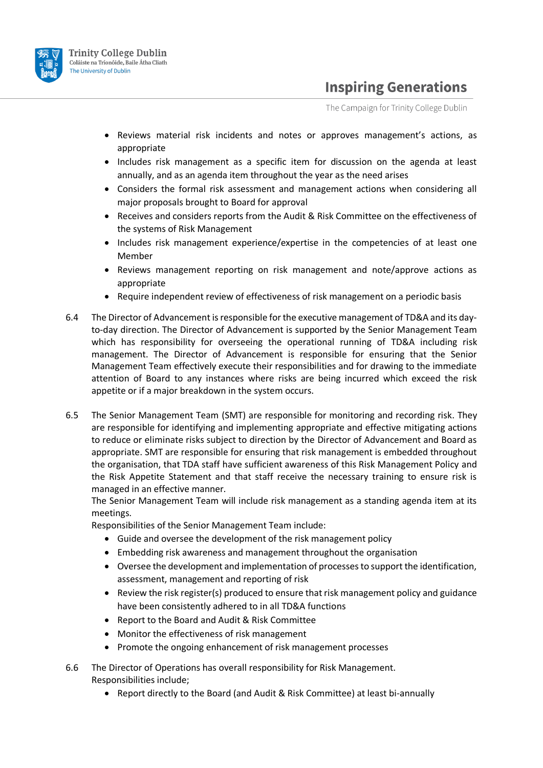- Reviews material risk incidents and notes or approves management's actions, as appropriate
- Includes risk management as a specific item for discussion on the agenda at least annually, and as an agenda item throughout the year as the need arises
- Considers the formal risk assessment and management actions when considering all major proposals brought to Board for approval
- Receives and considers reports from the Audit & Risk Committee on the effectiveness of the systems of Risk Management
- Includes risk management experience/expertise in the competencies of at least one Member
- Reviews management reporting on risk management and note/approve actions as appropriate
- Require independent review of effectiveness of risk management on a periodic basis

6.4 The Director of Advancement is responsible for the executive management of TD&A and its day-to-day direction. The Director of Advancement is supported by the Senior Management Team which has responsibility for overseeing the operational running of TD&A including risk management. The Director of Advancement is responsible for ensuring that the Senior Management Team effectively execute their responsibilities and for drawing to the immediate attention of Board to any instances where risks are being incurred which exceed the risk appetite or if a major breakdown in the system occurs.

6.5 The Senior Management Team (SMT) are responsible for monitoring and recording risk. They are responsible for identifying and implementing appropriate and effective mitigating actions to reduce or eliminate risks subject to direction by the Director of Advancement and Board as appropriate. SMT are responsible for ensuring that risk management is embedded throughout the organisation, that TDA staff have sufficient awareness of this Risk Management Policy and the Risk Appetite Statement and that staff receive the necessary training to ensure risk is managed in an effective manner.
The Senior Management Team will include risk management as a standing agenda item at its meetings.
Responsibilities of the Senior Management Team include:

- Guide and oversee the development of the risk management policy
- Embedding risk awareness and management throughout the organisation
- Oversee the development and implementation of processes to support the identification, assessment, management and reporting of risk
- Review the risk register(s) produced to ensure that risk management policy and guidance have been consistently adhered to in all TD&A functions
- Report to the Board and Audit & Risk Committee
- Monitor the effectiveness of risk management
- Promote the ongoing enhancement of risk management processes

6.6 The Director of Operations has overall responsibility for Risk Management.
Responsibilities include;

- Report directly to the Board (and Audit & Risk Committee) at least bi-annually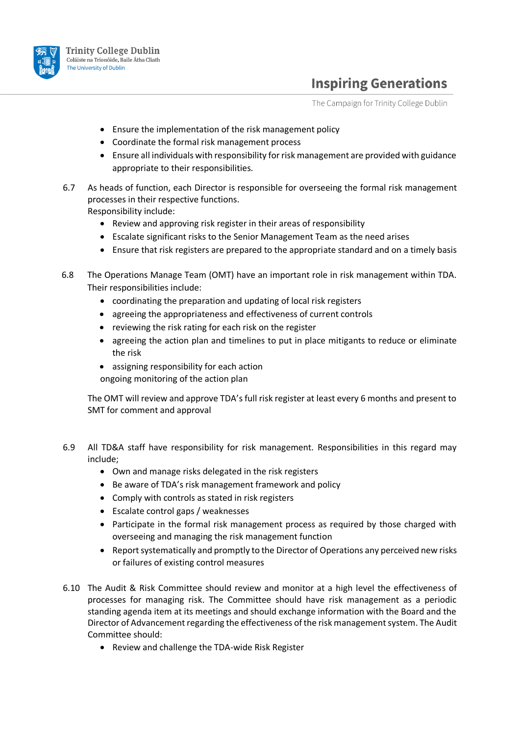- Ensure the implementation of the risk management policy
- Coordinate the formal risk management process
- Ensure all individuals with responsibility for risk management are provided with guidance appropriate to their responsibilities.

6.7 As heads of function, each Director is responsible for overseeing the formal risk management processes in their respective functions.
Responsibility include:

- Review and approving risk register in their areas of responsibility
- Escalate significant risks to the Senior Management Team as the need arises
- Ensure that risk registers are prepared to the appropriate standard and on a timely basis

6.8 The Operations Manage Team (OMT) have an important role in risk management within TDA. Their responsibilities include:

- coordinating the preparation and updating of local risk registers
- agreeing the appropriateness and effectiveness of current controls
- reviewing the risk rating for each risk on the register
- agreeing the action plan and timelines to put in place mitigants to reduce or eliminate the risk
- assigning responsibility for each action

ongoing monitoring of the action plan

The OMT will review and approve TDA's full risk register at least every 6 months and present to SMT for comment and approval

6.9 All TD&A staff have responsibility for risk management. Responsibilities in this regard may include;

- Own and manage risks delegated in the risk registers
- Be aware of TDA's risk management framework and policy
- Comply with controls as stated in risk registers
- Escalate control gaps / weaknesses
- Participate in the formal risk management process as required by those charged with overseeing and managing the risk management function
- Report systematically and promptly to the Director of Operations any perceived new risks or failures of existing control measures

6.10 The Audit & Risk Committee should review and monitor at a high level the effectiveness of processes for managing risk. The Committee should have risk management as a periodic standing agenda item at its meetings and should exchange information with the Board and the Director of Advancement regarding the effectiveness of the risk management system. The Audit Committee should:

- Review and challenge the TDA-wide Risk Register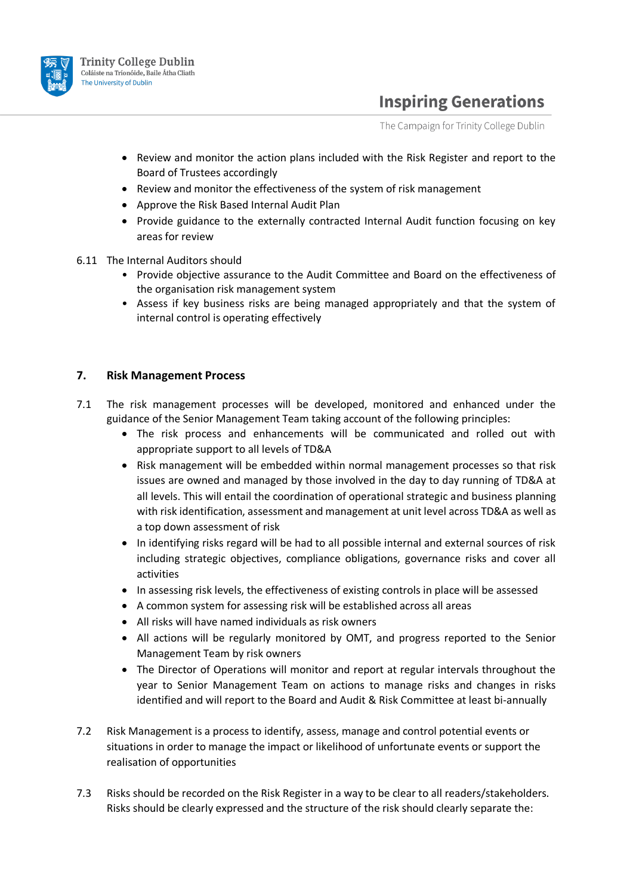- Review and monitor the action plans included with the Risk Register and report to the Board of Trustees accordingly
- Review and monitor the effectiveness of the system of risk management
- Approve the Risk Based Internal Audit Plan
- Provide guidance to the externally contracted Internal Audit function focusing on key areas for review

6.11 The Internal Auditors should

- Provide objective assurance to the Audit Committee and Board on the effectiveness of the organisation risk management system
- Assess if key business risks are being managed appropriately and that the system of internal control is operating effectively

## 7. Risk Management Process

7.1 The risk management processes will be developed, monitored and enhanced under the guidance of the Senior Management Team taking account of the following principles:

- The risk process and enhancements will be communicated and rolled out with appropriate support to all levels of TD&A
- Risk management will be embedded within normal management processes so that risk issues are owned and managed by those involved in the day to day running of TD&A at all levels. This will entail the coordination of operational strategic and business planning with risk identification, assessment and management at unit level across TD&A as well as a top down assessment of risk
- In identifying risks regard will be had to all possible internal and external sources of risk including strategic objectives, compliance obligations, governance risks and cover all activities
- In assessing risk levels, the effectiveness of existing controls in place will be assessed
- A common system for assessing risk will be established across all areas
- All risks will have named individuals as risk owners
- All actions will be regularly monitored by OMT, and progress reported to the Senior Management Team by risk owners
- The Director of Operations will monitor and report at regular intervals throughout the year to Senior Management Team on actions to manage risks and changes in risks identified and will report to the Board and Audit & Risk Committee at least bi-annually

7.2 Risk Management is a process to identify, assess, manage and control potential events or situations in order to manage the impact or likelihood of unfortunate events or support the realisation of opportunities

7.3 Risks should be recorded on the Risk Register in a way to be clear to all readers/stakeholders. Risks should be clearly expressed and the structure of the risk should clearly separate the: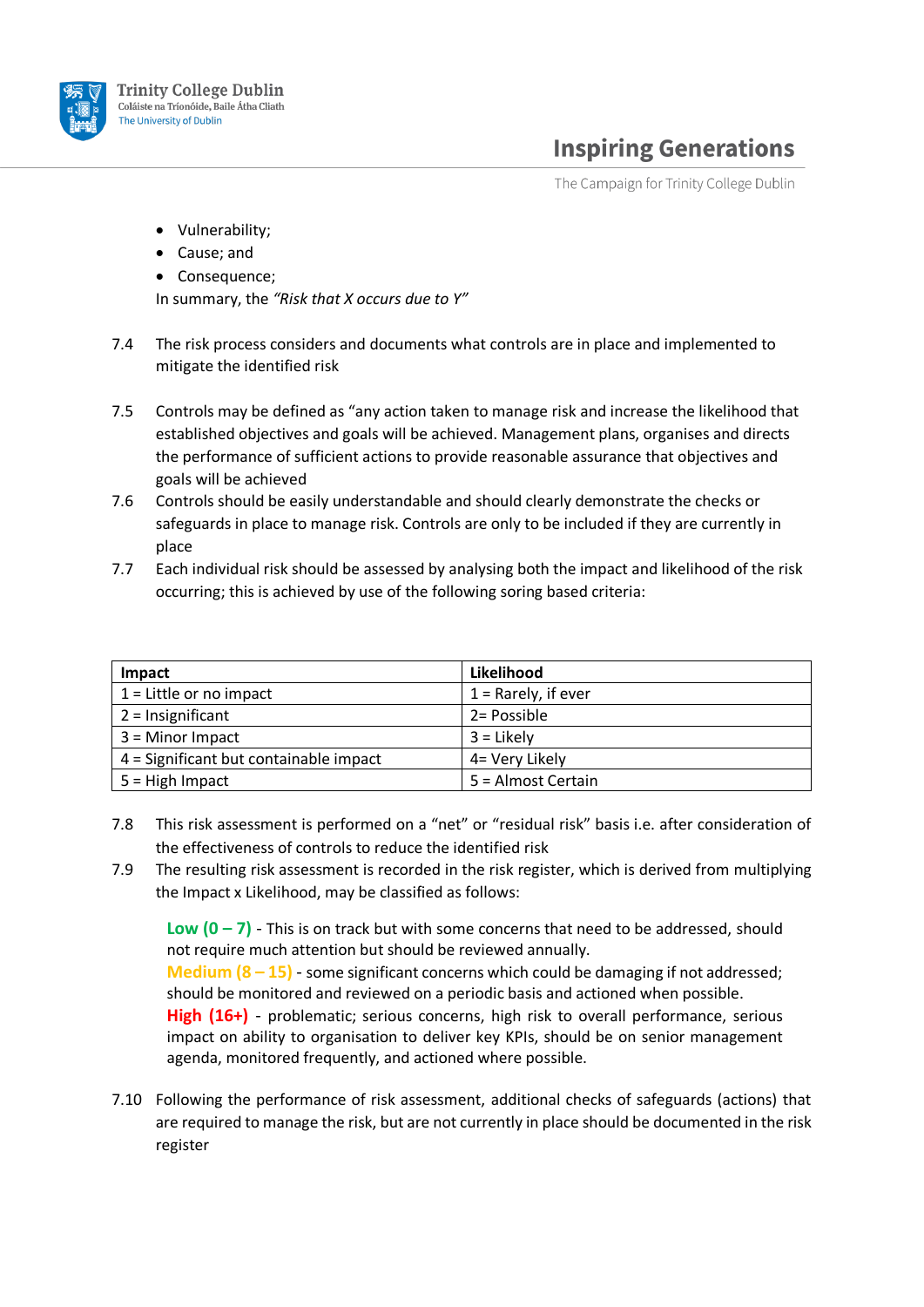- Vulnerability;
- Cause; and
- Consequence;

In summary, the *"Risk that X occurs due to Y"*

7.4 The risk process considers and documents what controls are in place and implemented to mitigate the identified risk

7.5 Controls may be defined as "any action taken to manage risk and increase the likelihood that established objectives and goals will be achieved. Management plans, organises and directs the performance of sufficient actions to provide reasonable assurance that objectives and goals will be achieved

7.6 Controls should be easily understandable and should clearly demonstrate the checks or safeguards in place to manage risk. Controls are only to be included if they are currently in place

7.7 Each individual risk should be assessed by analysing both the impact and likelihood of the risk occurring; this is achieved by use of the following soring based criteria:

| Impact | Likelihood |
|---|---|
| 1 = Little or no impact | 1 = Rarely, if ever |
| 2 = Insignificant | 2= Possible |
| 3 = Minor Impact | 3 = Likely |
| 4 = Significant but containable impact | 4= Very Likely |
| 5 = High Impact | 5 = Almost Certain |

7.8 This risk assessment is performed on a "net" or "residual risk" basis i.e. after consideration of the effectiveness of controls to reduce the identified risk

7.9 The resulting risk assessment is recorded in the risk register, which is derived from multiplying the Impact x Likelihood, may be classified as follows:

**Low (0 – 7)** - This is on track but with some concerns that need to be addressed, should not require much attention but should be reviewed annually.
**Medium (8 – 15)** - some significant concerns which could be damaging if not addressed; should be monitored and reviewed on a periodic basis and actioned when possible.
**High (16+)** - problematic; serious concerns, high risk to overall performance, serious impact on ability to organisation to deliver key KPIs, should be on senior management agenda, monitored frequently, and actioned where possible.

7.10 Following the performance of risk assessment, additional checks of safeguards (actions) that are required to manage the risk, but are not currently in place should be documented in the risk register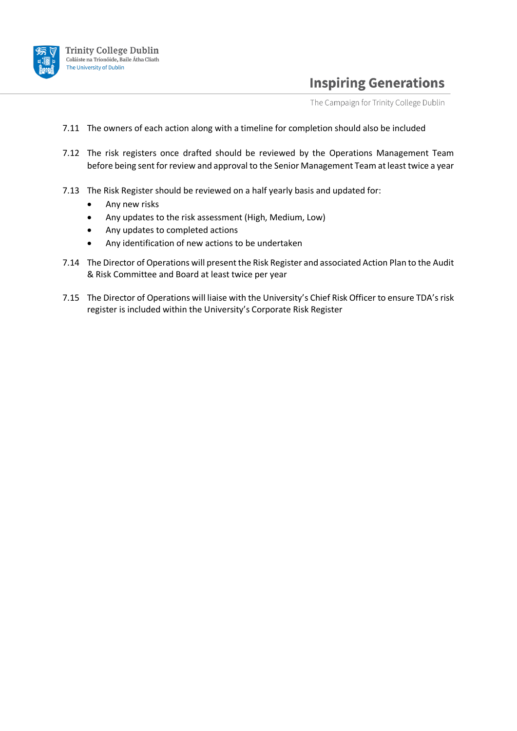7.11 The owners of each action along with a timeline for completion should also be included

7.12 The risk registers once drafted should be reviewed by the Operations Management Team before being sent for review and approval to the Senior Management Team at least twice a year

7.13 The Risk Register should be reviewed on a half yearly basis and updated for:

- Any new risks
- Any updates to the risk assessment (High, Medium, Low)
- Any updates to completed actions
- Any identification of new actions to be undertaken

7.14 The Director of Operations will present the Risk Register and associated Action Plan to the Audit & Risk Committee and Board at least twice per year

7.15 The Director of Operations will liaise with the University's Chief Risk Officer to ensure TDA's risk register is included within the University's Corporate Risk Register